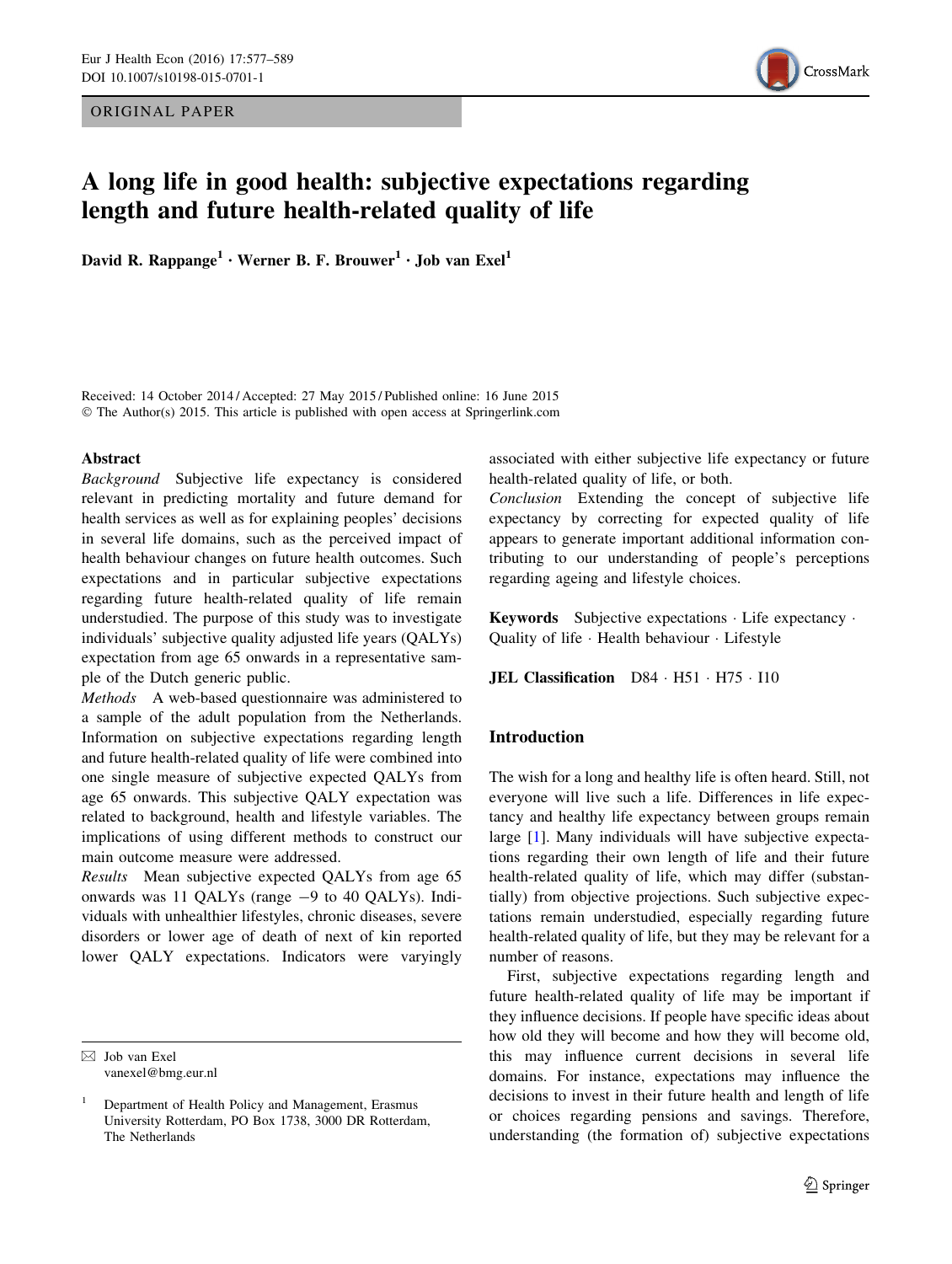ORIGINAL PAPER

# A long life in good health: subjective expectations regarding length and future health-related quality of life

David R. Rappange[1] · Werner B. F. Brouwer[1] · Job van Exel[1]

Received: 14 October 2014 / Accepted: 27 May 2015 / Published online: 16 June 2015
© The Author(s) 2015. This article is published with open access at Springerlink.com

## Abstract

*Background* Subjective life expectancy is considered relevant in predicting mortality and future demand for health services as well as for explaining peoples' decisions in several life domains, such as the perceived impact of health behaviour changes on future health outcomes. Such expectations and in particular subjective expectations regarding future health-related quality of life remain understudied. The purpose of this study was to investigate individuals' subjective quality adjusted life years (QALYs) expectation from age 65 onwards in a representative sample of the Dutch generic public.

*Methods* A web-based questionnaire was administered to a sample of the adult population from the Netherlands. Information on subjective expectations regarding length and future health-related quality of life were combined into one single measure of subjective expected QALYs from age 65 onwards. This subjective QALY expectation was related to background, health and lifestyle variables. The implications of using different methods to construct our main outcome measure were addressed.

*Results* Mean subjective expected QALYs from age 65 onwards was 11 QALYs (range −9 to 40 QALYs). Individuals with unhealthier lifestyles, chronic diseases, severe disorders or lower age of death of next of kin reported lower QALY expectations. Indicators were varyingly associated with either subjective life expectancy or future health-related quality of life, or both.

*Conclusion* Extending the concept of subjective life expectancy by correcting for expected quality of life appears to generate important additional information contributing to our understanding of people's perceptions regarding ageing and lifestyle choices.

**Keywords** Subjective expectations · Life expectancy · Quality of life · Health behaviour · Lifestyle

**JEL Classification** D84 · H51 · H75 · I10

✉ Job van Exel
vanexel@bmg.eur.nl

[1] Department of Health Policy and Management, Erasmus University Rotterdam, PO Box 1738, 3000 DR Rotterdam, The Netherlands

## Introduction

The wish for a long and healthy life is often heard. Still, not everyone will live such a life. Differences in life expectancy and healthy life expectancy between groups remain large [1]. Many individuals will have subjective expectations regarding their own length of life and their future health-related quality of life, which may differ (substantially) from objective projections. Such subjective expectations remain understudied, especially regarding future health-related quality of life, but they may be relevant for a number of reasons.

First, subjective expectations regarding length and future health-related quality of life may be important if they influence decisions. If people have specific ideas about how old they will become and how they will become old, this may influence current decisions in several life domains. For instance, expectations may influence the decisions to invest in their future health and length of life or choices regarding pensions and savings. Therefore, understanding (the formation of) subjective expectations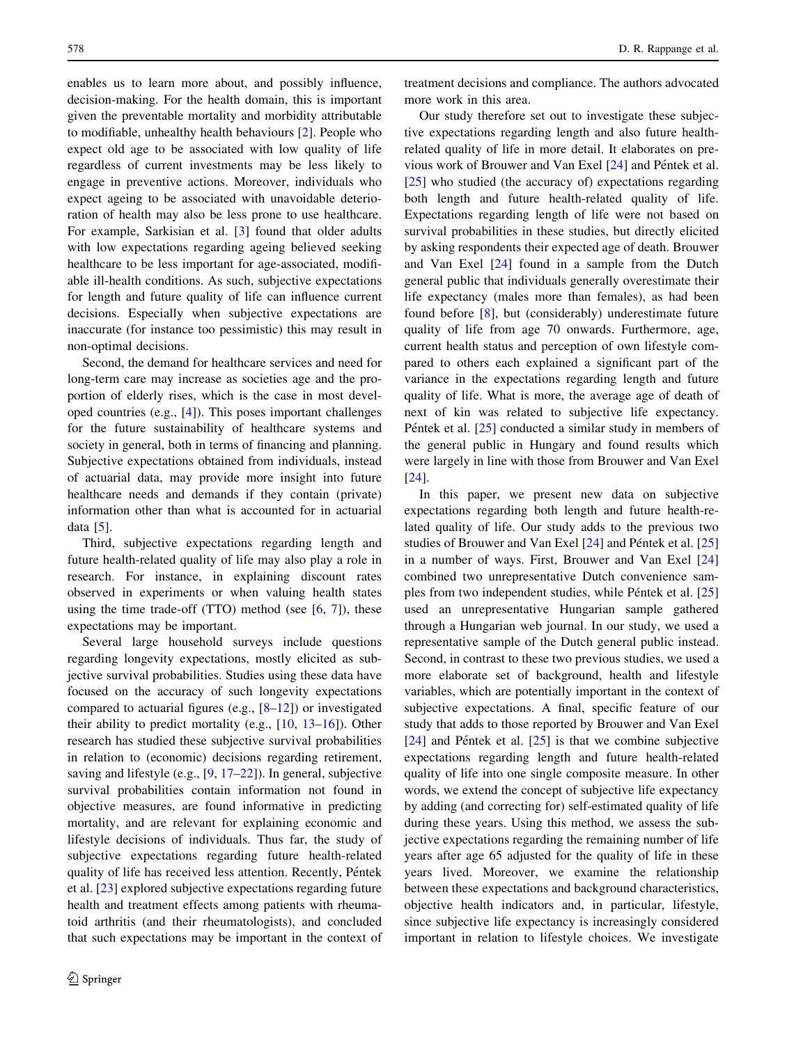enables us to learn more about, and possibly influence, decision-making. For the health domain, this is important given the preventable mortality and morbidity attributable to modifiable, unhealthy health behaviours [2]. People who expect old age to be associated with low quality of life regardless of current investments may be less likely to engage in preventive actions. Moreover, individuals who expect ageing to be associated with unavoidable deterioration of health may also be less prone to use healthcare. For example, Sarkisian et al. [3] found that older adults with low expectations regarding ageing believed seeking healthcare to be less important for age-associated, modifiable ill-health conditions. As such, subjective expectations for length and future quality of life can influence current decisions. Especially when subjective expectations are inaccurate (for instance too pessimistic) this may result in non-optimal decisions.

Second, the demand for healthcare services and need for long-term care may increase as societies age and the proportion of elderly rises, which is the case in most developed countries (e.g., [4]). This poses important challenges for the future sustainability of healthcare systems and society in general, both in terms of financing and planning. Subjective expectations obtained from individuals, instead of actuarial data, may provide more insight into future healthcare needs and demands if they contain (private) information other than what is accounted for in actuarial data [5].

Third, subjective expectations regarding length and future health-related quality of life may also play a role in research. For instance, in explaining discount rates observed in experiments or when valuing health states using the time trade-off (TTO) method (see [6, 7]), these expectations may be important.

Several large household surveys include questions regarding longevity expectations, mostly elicited as subjective survival probabilities. Studies using these data have focused on the accuracy of such longevity expectations compared to actuarial figures (e.g., [8–12]) or investigated their ability to predict mortality (e.g., [10, 13–16]). Other research has studied these subjective survival probabilities in relation to (economic) decisions regarding retirement, saving and lifestyle (e.g., [9, 17–22]). In general, subjective survival probabilities contain information not found in objective measures, are found informative in predicting mortality, and are relevant for explaining economic and lifestyle decisions of individuals. Thus far, the study of subjective expectations regarding future health-related quality of life has received less attention. Recently, Péntek et al. [23] explored subjective expectations regarding future health and treatment effects among patients with rheumatoid arthritis (and their rheumatologists), and concluded that such expectations may be important in the context of treatment decisions and compliance. The authors advocated more work in this area.

Our study therefore set out to investigate these subjective expectations regarding length and also future health-related quality of life in more detail. It elaborates on previous work of Brouwer and Van Exel [24] and Péntek et al. [25] who studied (the accuracy of) expectations regarding both length and future health-related quality of life. Expectations regarding length of life were not based on survival probabilities in these studies, but directly elicited by asking respondents their expected age of death. Brouwer and Van Exel [24] found in a sample from the Dutch general public that individuals generally overestimate their life expectancy (males more than females), as had been found before [8], but (considerably) underestimate future quality of life from age 70 onwards. Furthermore, age, current health status and perception of own lifestyle compared to others each explained a significant part of the variance in the expectations regarding length and future quality of life. What is more, the average age of death of next of kin was related to subjective life expectancy. Péntek et al. [25] conducted a similar study in members of the general public in Hungary and found results which were largely in line with those from Brouwer and Van Exel [24].

In this paper, we present new data on subjective expectations regarding both length and future health-related quality of life. Our study adds to the previous two studies of Brouwer and Van Exel [24] and Péntek et al. [25] in a number of ways. First, Brouwer and Van Exel [24] combined two unrepresentative Dutch convenience samples from two independent studies, while Péntek et al. [25] used an unrepresentative Hungarian sample gathered through a Hungarian web journal. In our study, we used a representative sample of the Dutch general public instead. Second, in contrast to these two previous studies, we used a more elaborate set of background, health and lifestyle variables, which are potentially important in the context of subjective expectations. A final, specific feature of our study that adds to those reported by Brouwer and Van Exel [24] and Péntek et al. [25] is that we combine subjective expectations regarding length and future health-related quality of life into one single composite measure. In other words, we extend the concept of subjective life expectancy by adding (and correcting for) self-estimated quality of life during these years. Using this method, we assess the subjective expectations regarding the remaining number of life years after age 65 adjusted for the quality of life in these years lived. Moreover, we examine the relationship between these expectations and background characteristics, objective health indicators and, in particular, lifestyle, since subjective life expectancy is increasingly considered important in relation to lifestyle choices. We investigate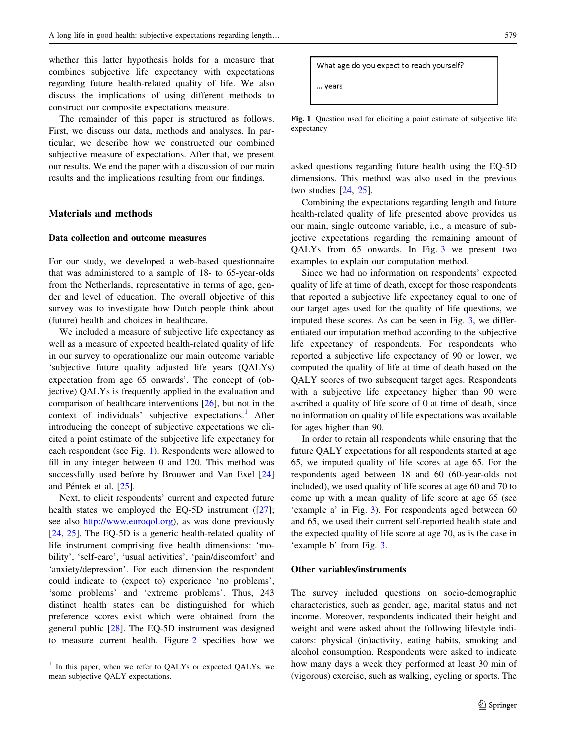whether this latter hypothesis holds for a measure that combines subjective life expectancy with expectations regarding future health-related quality of life. We also discuss the implications of using different methods to construct our composite expectations measure.

The remainder of this paper is structured as follows. First, we discuss our data, methods and analyses. In particular, we describe how we constructed our combined subjective measure of expectations. After that, we present our results. We end the paper with a discussion of our main results and the implications resulting from our findings.

## Materials and methods

### Data collection and outcome measures

For our study, we developed a web-based questionnaire that was administered to a sample of 18- to 65-year-olds from the Netherlands, representative in terms of age, gender and level of education. The overall objective of this survey was to investigate how Dutch people think about (future) health and choices in healthcare.

We included a measure of subjective life expectancy as well as a measure of expected health-related quality of life in our survey to operationalize our main outcome variable 'subjective future quality adjusted life years (QALYs) expectation from age 65 onwards'. The concept of (objective) QALYs is frequently applied in the evaluation and comparison of healthcare interventions [26], but not in the context of individuals' subjective expectations.[1] After introducing the concept of subjective expectations we elicited a point estimate of the subjective life expectancy for each respondent (see Fig. 1). Respondents were allowed to fill in any integer between 0 and 120. This method was successfully used before by Brouwer and Van Exel [24] and Péntek et al. [25].

Next, to elicit respondents' current and expected future health states we employed the EQ-5D instrument ([27]; see also http://www.euroqol.org), as was done previously [24, 25]. The EQ-5D is a generic health-related quality of life instrument comprising five health dimensions: 'mobility', 'self-care', 'usual activities', 'pain/discomfort' and 'anxiety/depression'. For each dimension the respondent could indicate to (expect to) experience 'no problems', 'some problems' and 'extreme problems'. Thus, 243 distinct health states can be distinguished for which preference scores exist which were obtained from the general public [28]. The EQ-5D instrument was designed to measure current health. Figure 2 specifies how we asked questions regarding future health using the EQ-5D dimensions. This method was also used in the previous two studies [24, 25].

What age do you expect to reach yourself?

... years

Fig. 1 Question used for eliciting a point estimate of subjective life expectancy

Combining the expectations regarding length and future health-related quality of life presented above provides us our main, single outcome variable, i.e., a measure of subjective expectations regarding the remaining amount of QALYs from 65 onwards. In Fig. 3 we present two examples to explain our computation method.

Since we had no information on respondents' expected quality of life at time of death, except for those respondents that reported a subjective life expectancy equal to one of our target ages used for the quality of life questions, we imputed these scores. As can be seen in Fig. 3, we differentiated our imputation method according to the subjective life expectancy of respondents. For respondents who reported a subjective life expectancy of 90 or lower, we computed the quality of life at time of death based on the QALY scores of two subsequent target ages. Respondents with a subjective life expectancy higher than 90 were ascribed a quality of life score of 0 at time of death, since no information on quality of life expectations was available for ages higher than 90.

In order to retain all respondents while ensuring that the future QALY expectations for all respondents started at age 65, we imputed quality of life scores at age 65. For the respondents aged between 18 and 60 (60-year-olds not included), we used quality of life scores at age 60 and 70 to come up with a mean quality of life score at age 65 (see 'example a' in Fig. 3). For respondents aged between 60 and 65, we used their current self-reported health state and the expected quality of life score at age 70, as is the case in 'example b' from Fig. 3.

### Other variables/instruments

The survey included questions on socio-demographic characteristics, such as gender, age, marital status and net income. Moreover, respondents indicated their height and weight and were asked about the following lifestyle indicators: physical (in)activity, eating habits, smoking and alcohol consumption. Respondents were asked to indicate how many days a week they performed at least 30 min of (vigorous) exercise, such as walking, cycling or sports. The

[1] In this paper, when we refer to QALYs or expected QALYs, we mean subjective QALY expectations.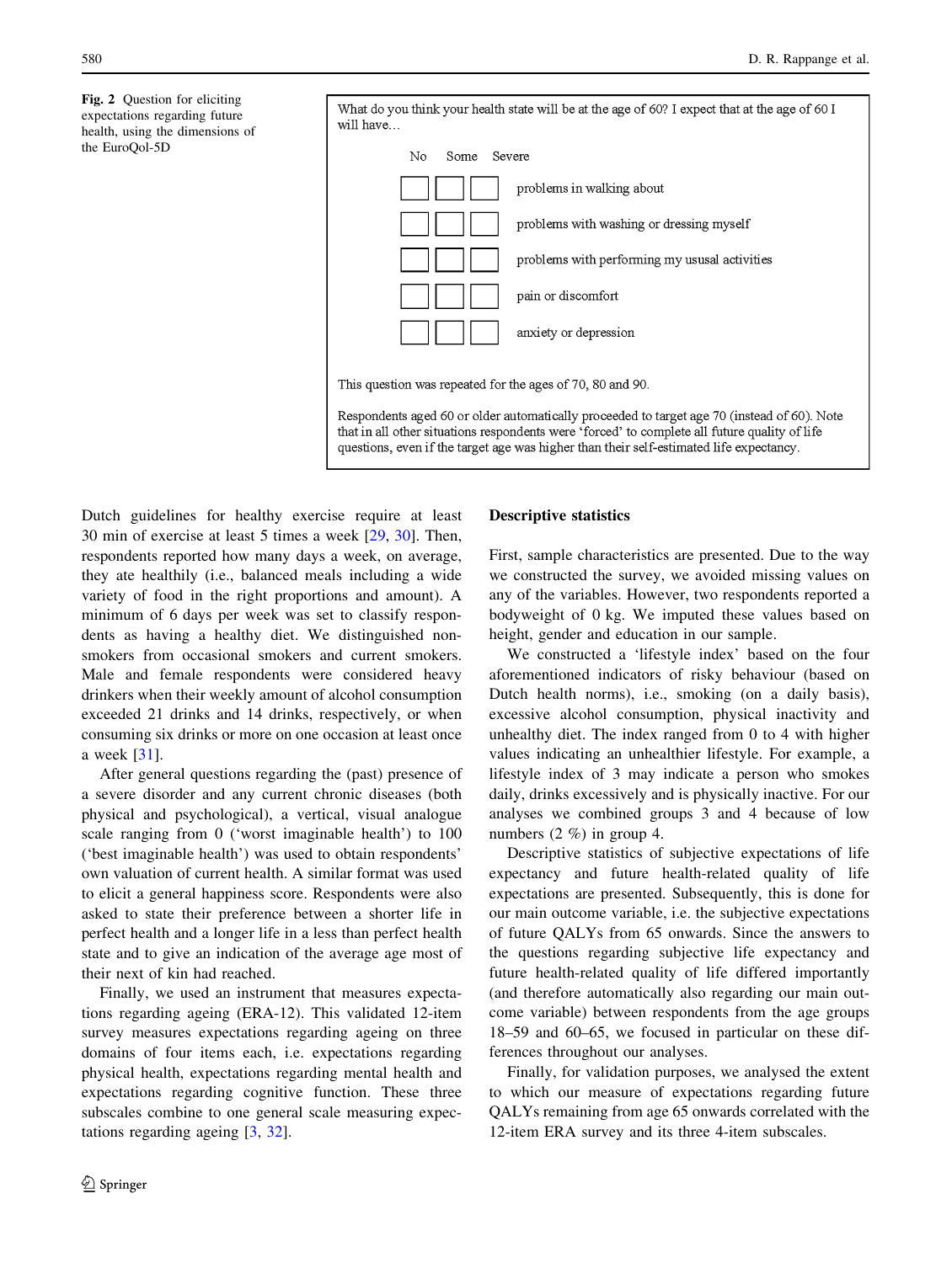**Fig. 2** Question for eliciting expectations regarding future health, using the dimensions of the EuroQol-5D

What do you think your health state will be at the age of 60? I expect that at the age of 60 I will have…

| No | Some | Severe | |
|---|---|---|---|
| ☐ | ☐ | ☐ | problems in walking about |
| ☐ | ☐ | ☐ | problems with washing or dressing myself |
| ☐ | ☐ | ☐ | problems with performing my ususal activities |
| ☐ | ☐ | ☐ | pain or discomfort |
| ☐ | ☐ | ☐ | anxiety or depression |

This question was repeated for the ages of 70, 80 and 90.

Respondents aged 60 or older automatically proceeded to target age 70 (instead of 60). Note that in all other situations respondents were 'forced' to complete all future quality of life questions, even if the target age was higher than their self-estimated life expectancy.

Dutch guidelines for healthy exercise require at least 30 min of exercise at least 5 times a week [29, 30]. Then, respondents reported how many days a week, on average, they ate healthily (i.e., balanced meals including a wide variety of food in the right proportions and amount). A minimum of 6 days per week was set to classify respondents as having a healthy diet. We distinguished non-smokers from occasional smokers and current smokers. Male and female respondents were considered heavy drinkers when their weekly amount of alcohol consumption exceeded 21 drinks and 14 drinks, respectively, or when consuming six drinks or more on one occasion at least once a week [31].

After general questions regarding the (past) presence of a severe disorder and any current chronic diseases (both physical and psychological), a vertical, visual analogue scale ranging from 0 ('worst imaginable health') to 100 ('best imaginable health') was used to obtain respondents' own valuation of current health. A similar format was used to elicit a general happiness score. Respondents were also asked to state their preference between a shorter life in perfect health and a longer life in a less than perfect health state and to give an indication of the average age most of their next of kin had reached.

Finally, we used an instrument that measures expectations regarding ageing (ERA-12). This validated 12-item survey measures expectations regarding ageing on three domains of four items each, i.e. expectations regarding physical health, expectations regarding mental health and expectations regarding cognitive function. These three subscales combine to one general scale measuring expectations regarding ageing [3, 32].

### Descriptive statistics

First, sample characteristics are presented. Due to the way we constructed the survey, we avoided missing values on any of the variables. However, two respondents reported a bodyweight of 0 kg. We imputed these values based on height, gender and education in our sample.

We constructed a 'lifestyle index' based on the four aforementioned indicators of risky behaviour (based on Dutch health norms), i.e., smoking (on a daily basis), excessive alcohol consumption, physical inactivity and unhealthy diet. The index ranged from 0 to 4 with higher values indicating an unhealthier lifestyle. For example, a lifestyle index of 3 may indicate a person who smokes daily, drinks excessively and is physically inactive. For our analyses we combined groups 3 and 4 because of low numbers (2 %) in group 4.

Descriptive statistics of subjective expectations of life expectancy and future health-related quality of life expectations are presented. Subsequently, this is done for our main outcome variable, i.e. the subjective expectations of future QALYs from 65 onwards. Since the answers to the questions regarding subjective life expectancy and future health-related quality of life differed importantly (and therefore automatically also regarding our main outcome variable) between respondents from the age groups 18–59 and 60–65, we focused in particular on these differences throughout our analyses.

Finally, for validation purposes, we analysed the extent to which our measure of expectations regarding future QALYs remaining from age 65 onwards correlated with the 12-item ERA survey and its three 4-item subscales.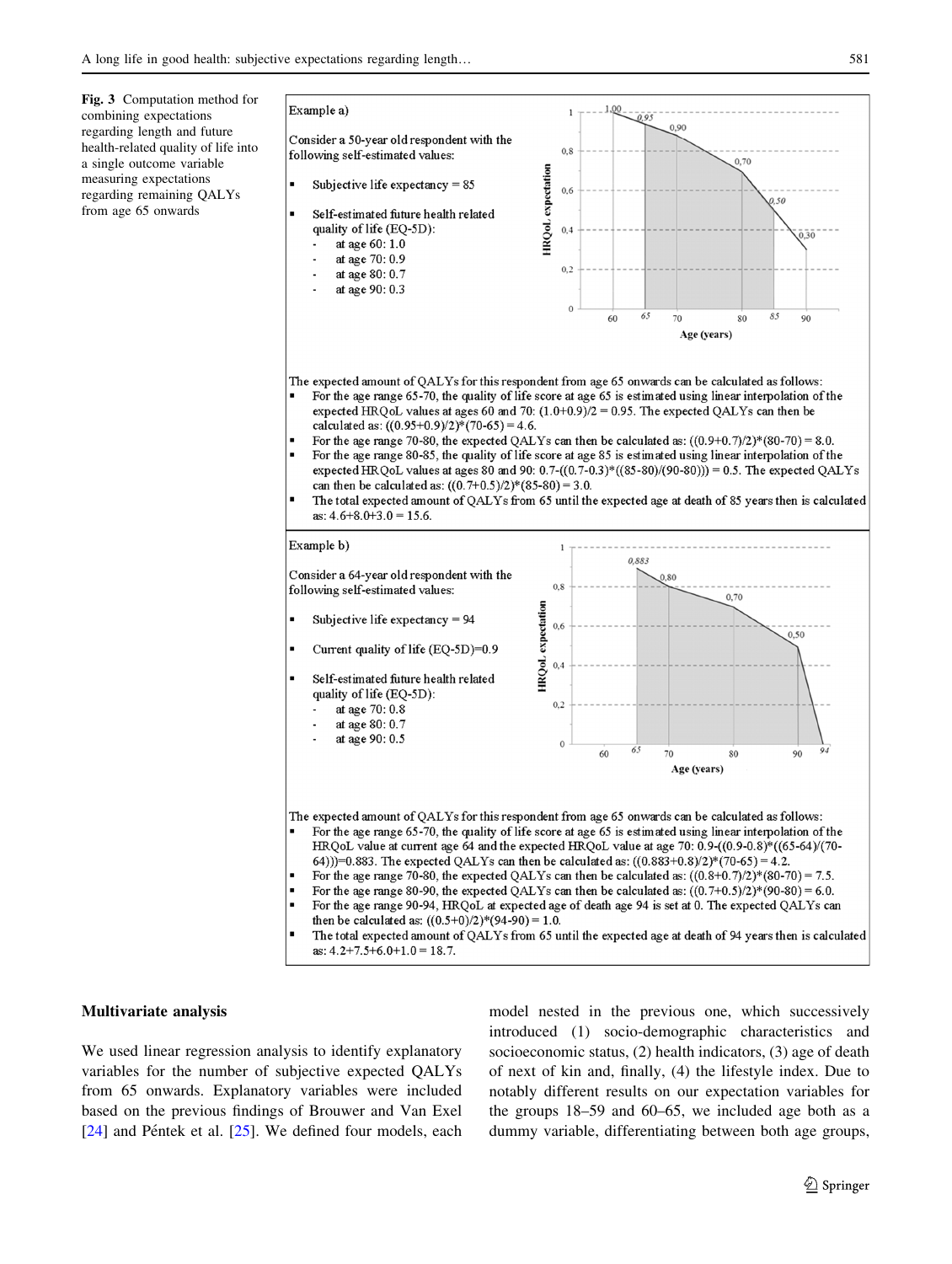**Fig. 3** Computation method for combining expectations regarding length and future health-related quality of life into a single outcome variable measuring expectations regarding remaining QALYs from age 65 onwards

Example a)

Consider a 50-year old respondent with the following self-estimated values:

- Subjective life expectancy = 85
- Self-estimated future health related quality of life (EQ-5D):
  - at age 60: 1.0
  - at age 70: 0.9
  - at age 80: 0.7
  - at age 90: 0.3

The expected amount of QALYs for this respondent from age 65 onwards can be calculated as follows:

- For the age range 65-70, the quality of life score at age 65 is estimated using linear interpolation of the expected HRQoL values at ages 60 and 70: (1.0+0.9)/2 = 0.95. The expected QALYs can then be calculated as: ((0.95+0.9)/2)*(70-65) = 4.6.
- For the age range 70-80, the expected QALYs can then be calculated as: ((0.9+0.7)/2)*(80-70) = 8.0.
- For the age range 80-85, the quality of life score at age 85 is estimated using linear interpolation of the expected HRQoL values at ages 80 and 90: 0.7-((0.7-0.3)*((85-80)/(90-80))) = 0.5. The expected QALYs can then be calculated as: ((0.7+0.5)/2)*(85-80) = 3.0.
- The total expected amount of QALYs from 65 until the expected age at death of 85 years then is calculated as: 4.6+8.0+3.0 = 15.6.

Example b)

Consider a 64-year old respondent with the following self-estimated values:

- Subjective life expectancy = 94
- Current quality of life (EQ-5D)=0.9
- Self-estimated future health related quality of life (EQ-5D):
  - at age 70: 0.8
  - at age 80: 0.7
  - at age 90: 0.5

The expected amount of QALYs for this respondent from age 65 onwards can be calculated as follows:

- For the age range 65-70, the quality of life score at age 65 is estimated using linear interpolation of the HRQoL value at current age 64 and the expected HRQoL value at age 70: 0.9-((0.9-0.8)*((65-64)/(70-64)))=0.883. The expected QALYs can then be calculated as: ((0.883+0.8)/2)*(70-65) = 4.2.
- For the age range 70-80, the expected QALYs can then be calculated as: ((0.8+0.7)/2)*(80-70) = 7.5.
- For the age range 80-90, the expected QALYs can then be calculated as: ((0.7+0.5)/2)*(90-80) = 6.0.
- For the age range 90-94, HRQoL at expected age of death age 94 is set at 0. The expected QALYs can then be calculated as: ((0.5+0)/2)*(94-90) = 1.0.
- The total expected amount of QALYs from 65 until the expected age at death of 94 years then is calculated as: 4.2+7.5+6.0+1.0 = 18.7.

### Multivariate analysis

We used linear regression analysis to identify explanatory variables for the number of subjective expected QALYs from 65 onwards. Explanatory variables were included based on the previous findings of Brouwer and Van Exel [24] and Péntek et al. [25]. We defined four models, each model nested in the previous one, which successively introduced (1) socio-demographic characteristics and socioeconomic status, (2) health indicators, (3) age of death of next of kin and, finally, (4) the lifestyle index. Due to notably different results on our expectation variables for the groups 18–59 and 60–65, we included age both as a dummy variable, differentiating between both age groups,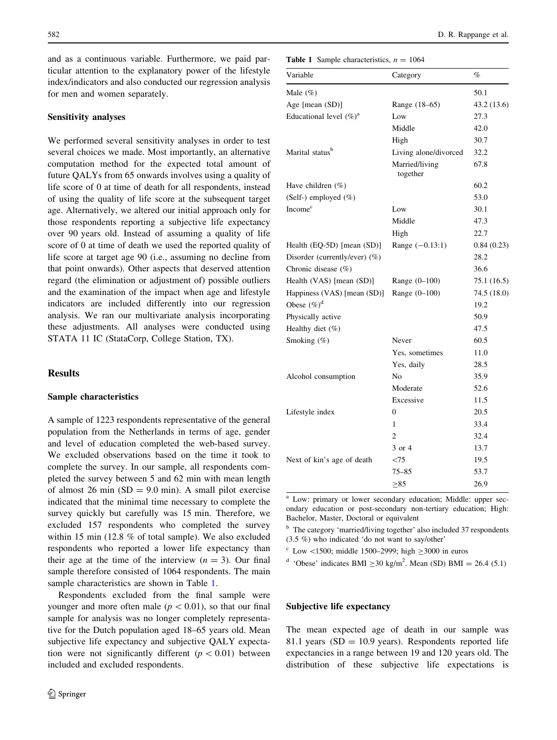and as a continuous variable. Furthermore, we paid particular attention to the explanatory power of the lifestyle index/indicators and also conducted our regression analysis for men and women separately.

### Sensitivity analyses

We performed several sensitivity analyses in order to test several choices we made. Most importantly, an alternative computation method for the expected total amount of future QALYs from 65 onwards involves using a quality of life score of 0 at time of death for all respondents, instead of using the quality of life score at the subsequent target age. Alternatively, we altered our initial approach only for those respondents reporting a subjective life expectancy over 90 years old. Instead of assuming a quality of life score of 0 at time of death we used the reported quality of life score at target age 90 (i.e., assuming no decline from that point onwards). Other aspects that deserved attention regard (the elimination or adjustment of) possible outliers and the examination of the impact when age and lifestyle indicators are included differently into our regression analysis. We ran our multivariate analysis incorporating these adjustments. All analyses were conducted using STATA 11 IC (StataCorp, College Station, TX).

## Results

### Sample characteristics

A sample of 1223 respondents representative of the general population from the Netherlands in terms of age, gender and level of education completed the web-based survey. We excluded observations based on the time it took to complete the survey. In our sample, all respondents completed the survey between 5 and 62 min with mean length of almost 26 min (SD = 9.0 min). A small pilot exercise indicated that the minimal time necessary to complete the survey quickly but carefully was 15 min. Therefore, we excluded 157 respondents who completed the survey within 15 min (12.8 % of total sample). We also excluded respondents who reported a lower life expectancy than their age at the time of the interview ($n = 3$). Our final sample therefore consisted of 1064 respondents. The main sample characteristics are shown in Table 1.

Respondents excluded from the final sample were younger and more often male ($p < 0.01$), so that our final sample for analysis was no longer completely representative for the Dutch population aged 18–65 years old. Mean subjective life expectancy and subjective QALY expectation were not significantly different ($p < 0.01$) between included and excluded respondents.

**Table 1** Sample characteristics, $n = 1064$

| Variable | Category | % |
|---|---|---|
| Male (%) | | 50.1 |
| Age [mean (SD)] | Range (18–65) | 43.2 (13.6) |
| Educational level (%)[a] | Low | 27.3 |
| | Middle | 42.0 |
| | High | 30.7 |
| Marital status[b] | Living alone/divorced | 32.2 |
| | Married/living together | 67.8 |
| Have children (%) | | 60.2 |
| (Self-) employed (%) | | 53.0 |
| Income[c] | Low | 30.1 |
| | Middle | 47.3 |
| | High | 22.7 |
| Health (EQ-5D) [mean (SD)] | Range (−0.13:1) | 0.84 (0.23) |
| Disorder (currently/ever) (%) | | 28.2 |
| Chronic disease (%) | | 36.6 |
| Health (VAS) [mean (SD)] | Range (0–100) | 75.1 (16.5) |
| Happiness (VAS) [mean (SD)] | Range (0–100) | 74.5 (18.0) |
| Obese (%)[d] | | 19.2 |
| Physically active | | 50.9 |
| Healthy diet (%) | | 47.5 |
| Smoking (%) | Never | 60.5 |
| | Yes, sometimes | 11.0 |
| | Yes, daily | 28.5 |
| Alcohol consumption | No | 35.9 |
| | Moderate | 52.6 |
| | Excessive | 11.5 |
| Lifestyle index | 0 | 20.5 |
| | 1 | 33.4 |
| | 2 | 32.4 |
| | 3 or 4 | 13.7 |
| Next of kin's age of death | <75 | 19.5 |
| | 75–85 | 53.7 |
| | ≥85 | 26.9 |

[a] Low: primary or lower secondary education; Middle: upper secondary education or post-secondary non-tertiary education; High: Bachelor, Master, Doctoral or equivalent

[b] The category 'married/living together' also included 37 respondents (3.5 %) who indicated 'do not want to say/other'

[c] Low <1500; middle 1500–2999; high ≥3000 in euros

[d] 'Obese' indicates BMI ≥30 kg/m$^2$. Mean (SD) BMI = 26.4 (5.1)

### Subjective life expectancy

The mean expected age of death in our sample was 81.1 years (SD = 10.9 years). Respondents reported life expectancies in a range between 19 and 120 years old. The distribution of these subjective life expectations is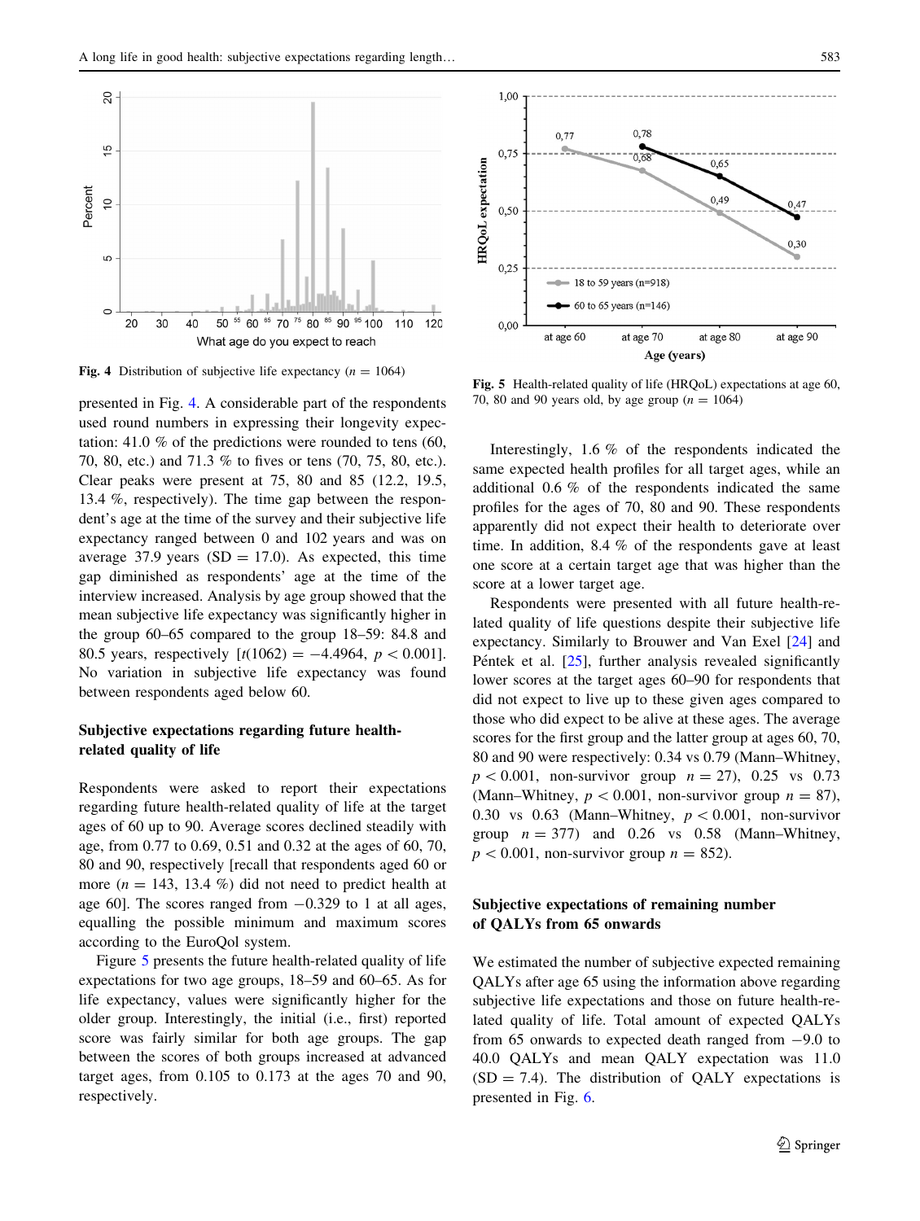Fig. 4 Distribution of subjective life expectancy ($n = 1064$)

Fig. 5 Health-related quality of life (HRQoL) expectations at age 60, 70, 80 and 90 years old, by age group ($n = 1064$)

presented in Fig. 4. A considerable part of the respondents used round numbers in expressing their longevity expectation: 41.0 % of the predictions were rounded to tens (60, 70, 80, etc.) and 71.3 % to fives or tens (70, 75, 80, etc.). Clear peaks were present at 75, 80 and 85 (12.2, 19.5, 13.4 %, respectively). The time gap between the respondent's age at the time of the survey and their subjective life expectancy ranged between 0 and 102 years and was on average 37.9 years (SD = 17.0). As expected, this time gap diminished as respondents' age at the time of the interview increased. Analysis by age group showed that the mean subjective life expectancy was significantly higher in the group 60–65 compared to the group 18–59: 84.8 and 80.5 years, respectively [$t(1062) = -4.4964$, $p < 0.001$]. No variation in subjective life expectancy was found between respondents aged below 60.

### Subjective expectations regarding future health-related quality of life

Respondents were asked to report their expectations regarding future health-related quality of life at the target ages of 60 up to 90. Average scores declined steadily with age, from 0.77 to 0.69, 0.51 and 0.32 at the ages of 60, 70, 80 and 90, respectively [recall that respondents aged 60 or more ($n = 143$, 13.4 %) did not need to predict health at age 60]. The scores ranged from −0.329 to 1 at all ages, equalling the possible minimum and maximum scores according to the EuroQol system.

Figure 5 presents the future health-related quality of life expectations for two age groups, 18–59 and 60–65. As for life expectancy, values were significantly higher for the older group. Interestingly, the initial (i.e., first) reported score was fairly similar for both age groups. The gap between the scores of both groups increased at advanced target ages, from 0.105 to 0.173 at the ages 70 and 90, respectively.

Interestingly, 1.6 % of the respondents indicated the same expected health profiles for all target ages, while an additional 0.6 % of the respondents indicated the same profiles for the ages of 70, 80 and 90. These respondents apparently did not expect their health to deteriorate over time. In addition, 8.4 % of the respondents gave at least one score at a certain target age that was higher than the score at a lower target age.

Respondents were presented with all future health-related quality of life questions despite their subjective life expectancy. Similarly to Brouwer and Van Exel [24] and Péntek et al. [25], further analysis revealed significantly lower scores at the target ages 60–90 for respondents that did not expect to live up to these given ages compared to those who did expect to be alive at these ages. The average scores for the first group and the latter group at ages 60, 70, 80 and 90 were respectively: 0.34 vs 0.79 (Mann–Whitney, $p < 0.001$, non-survivor group $n = 27$), 0.25 vs 0.73 (Mann–Whitney, $p < 0.001$, non-survivor group $n = 87$), 0.30 vs 0.63 (Mann–Whitney, $p < 0.001$, non-survivor group $n = 377$) and 0.26 vs 0.58 (Mann–Whitney, $p < 0.001$, non-survivor group $n = 852$).

### Subjective expectations of remaining number of QALYs from 65 onwards

We estimated the number of subjective expected remaining QALYs after age 65 using the information above regarding subjective life expectations and those on future health-related quality of life. Total amount of expected QALYs from 65 onwards to expected death ranged from −9.0 to 40.0 QALYs and mean QALY expectation was 11.0 (SD = 7.4). The distribution of QALY expectations is presented in Fig. 6.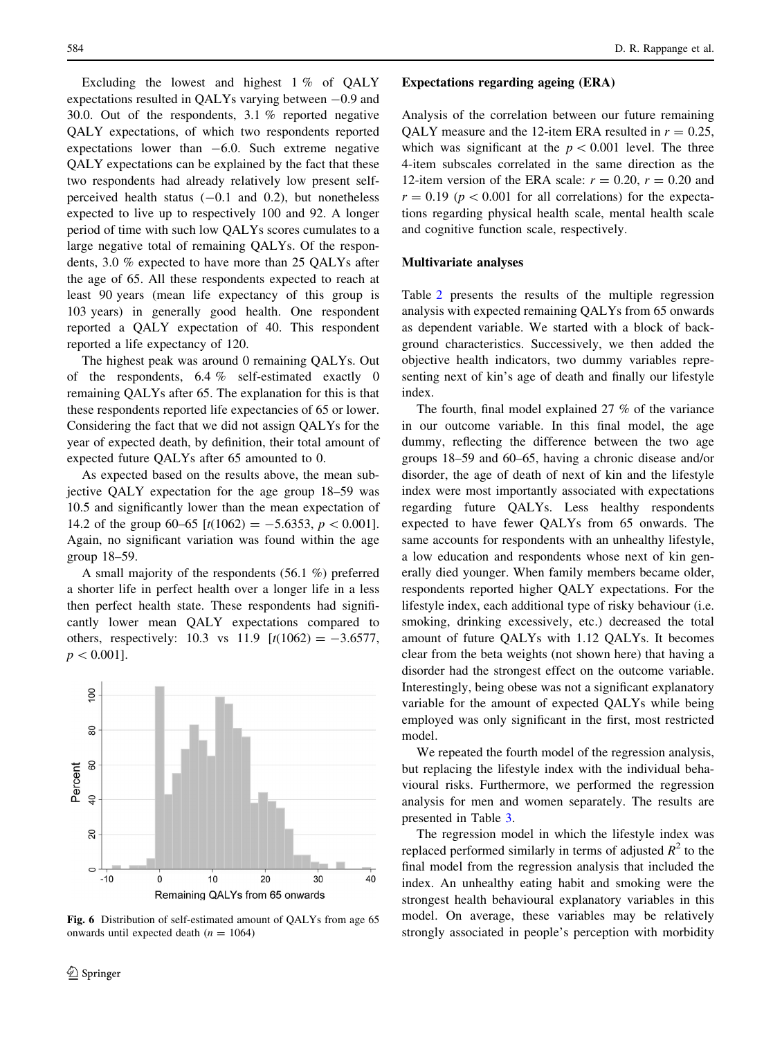Excluding the lowest and highest 1 % of QALY expectations resulted in QALYs varying between −0.9 and 30.0. Out of the respondents, 3.1 % reported negative QALY expectations, of which two respondents reported expectations lower than −6.0. Such extreme negative QALY expectations can be explained by the fact that these two respondents had already relatively low present self-perceived health status (−0.1 and 0.2), but nonetheless expected to live up to respectively 100 and 92. A longer period of time with such low QALYs scores cumulates to a large negative total of remaining QALYs. Of the respondents, 3.0 % expected to have more than 25 QALYs after the age of 65. All these respondents expected to reach at least 90 years (mean life expectancy of this group is 103 years) in generally good health. One respondent reported a QALY expectation of 40. This respondent reported a life expectancy of 120.

The highest peak was around 0 remaining QALYs. Out of the respondents, 6.4 % self-estimated exactly 0 remaining QALYs after 65. The explanation for this is that these respondents reported life expectancies of 65 or lower. Considering the fact that we did not assign QALYs for the year of expected death, by definition, their total amount of expected future QALYs after 65 amounted to 0.

As expected based on the results above, the mean subjective QALY expectation for the age group 18–59 was 10.5 and significantly lower than the mean expectation of 14.2 of the group 60–65 [$t(1062) = -5.6353$, $p < 0.001$]. Again, no significant variation was found within the age group 18–59.

A small majority of the respondents (56.1 %) preferred a shorter life in perfect health over a longer life in a less then perfect health state. These respondents had significantly lower mean QALY expectations compared to others, respectively: 10.3 vs 11.9 [$t(1062) = -3.6577$, $p < 0.001$].

**Fig. 6** Distribution of self-estimated amount of QALYs from age 65 onwards until expected death ($n = 1064$)

### Expectations regarding ageing (ERA)

Analysis of the correlation between our future remaining QALY measure and the 12-item ERA resulted in $r = 0.25$, which was significant at the $p < 0.001$ level. The three 4-item subscales correlated in the same direction as the 12-item version of the ERA scale: $r = 0.20$, $r = 0.20$ and $r = 0.19$ ($p < 0.001$ for all correlations) for the expectations regarding physical health scale, mental health scale and cognitive function scale, respectively.

### Multivariate analyses

Table 2 presents the results of the multiple regression analysis with expected remaining QALYs from 65 onwards as dependent variable. We started with a block of background characteristics. Successively, we then added the objective health indicators, two dummy variables representing next of kin's age of death and finally our lifestyle index.

The fourth, final model explained 27 % of the variance in our outcome variable. In this final model, the age dummy, reflecting the difference between the two age groups 18–59 and 60–65, having a chronic disease and/or disorder, the age of death of next of kin and the lifestyle index were most importantly associated with expectations regarding future QALYs. Less healthy respondents expected to have fewer QALYs from 65 onwards. The same accounts for respondents with an unhealthy lifestyle, a low education and respondents whose next of kin generally died younger. When family members became older, respondents reported higher QALY expectations. For the lifestyle index, each additional type of risky behaviour (i.e. smoking, drinking excessively, etc.) decreased the total amount of future QALYs with 1.12 QALYs. It becomes clear from the beta weights (not shown here) that having a disorder had the strongest effect on the outcome variable. Interestingly, being obese was not a significant explanatory variable for the amount of expected QALYs while being employed was only significant in the first, most restricted model.

We repeated the fourth model of the regression analysis, but replacing the lifestyle index with the individual behavioural risks. Furthermore, we performed the regression analysis for men and women separately. The results are presented in Table 3.

The regression model in which the lifestyle index was replaced performed similarly in terms of adjusted $R^2$ to the final model from the regression analysis that included the index. An unhealthy eating habit and smoking were the strongest health behavioural explanatory variables in this model. On average, these variables may be relatively strongly associated in people's perception with morbidity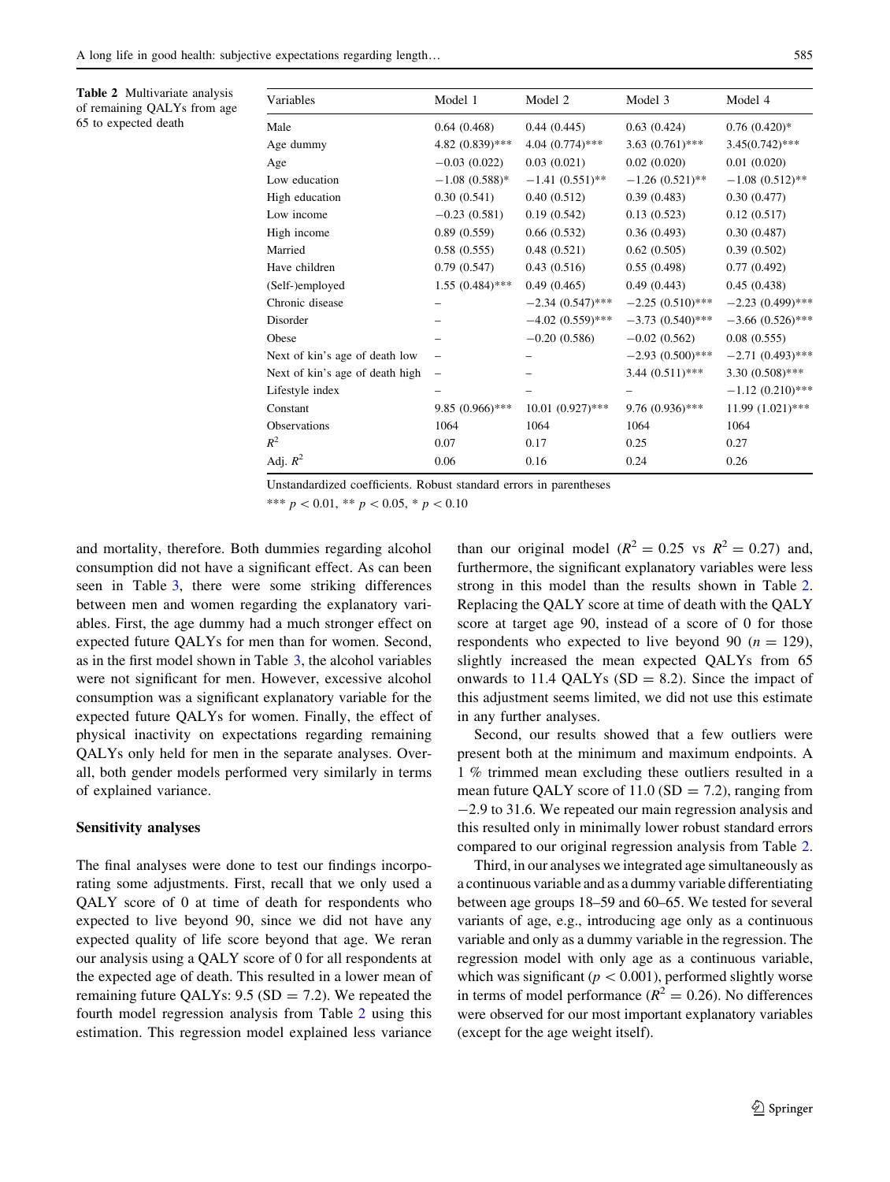**Table 2** Multivariate analysis of remaining QALYs from age 65 to expected death

| Variables | Model 1 | Model 2 | Model 3 | Model 4 |
|---|---|---|---|---|
| Male | 0.64 (0.468) | 0.44 (0.445) | 0.63 (0.424) | 0.76 (0.420)* |
| Age dummy | 4.82 (0.839)*** | 4.04 (0.774)*** | 3.63 (0.761)*** | 3.45(0.742)*** |
| Age | −0.03 (0.022) | 0.03 (0.021) | 0.02 (0.020) | 0.01 (0.020) |
| Low education | −1.08 (0.588)* | −1.41 (0.551)** | −1.26 (0.521)** | −1.08 (0.512)** |
| High education | 0.30 (0.541) | 0.40 (0.512) | 0.39 (0.483) | 0.30 (0.477) |
| Low income | −0.23 (0.581) | 0.19 (0.542) | 0.13 (0.523) | 0.12 (0.517) |
| High income | 0.89 (0.559) | 0.66 (0.532) | 0.36 (0.493) | 0.30 (0.487) |
| Married | 0.58 (0.555) | 0.48 (0.521) | 0.62 (0.505) | 0.39 (0.502) |
| Have children | 0.79 (0.547) | 0.43 (0.516) | 0.55 (0.498) | 0.77 (0.492) |
| (Self-)employed | 1.55 (0.484)*** | 0.49 (0.465) | 0.49 (0.443) | 0.45 (0.438) |
| Chronic disease | – | −2.34 (0.547)*** | −2.25 (0.510)*** | −2.23 (0.499)*** |
| Disorder | – | −4.02 (0.559)*** | −3.73 (0.540)*** | −3.66 (0.526)*** |
| Obese | – | −0.20 (0.586) | −0.02 (0.562) | 0.08 (0.555) |
| Next of kin's age of death low | – | – | −2.93 (0.500)*** | −2.71 (0.493)*** |
| Next of kin's age of death high | – | – | 3.44 (0.511)*** | 3.30 (0.508)*** |
| Lifestyle index | – | – | – | −1.12 (0.210)*** |
| Constant | 9.85 (0.966)*** | 10.01 (0.927)*** | 9.76 (0.936)*** | 11.99 (1.021)*** |
| Observations | 1064 | 1064 | 1064 | 1064 |
| $R^2$ | 0.07 | 0.17 | 0.25 | 0.27 |
| Adj. $R^2$ | 0.06 | 0.16 | 0.24 | 0.26 |

Unstandardized coefficients. Robust standard errors in parentheses

*** $p < 0.01$, ** $p < 0.05$, * $p < 0.10$

and mortality, therefore. Both dummies regarding alcohol consumption did not have a significant effect. As can been seen in Table 3, there were some striking differences between men and women regarding the explanatory variables. First, the age dummy had a much stronger effect on expected future QALYs for men than for women. Second, as in the first model shown in Table 3, the alcohol variables were not significant for men. However, excessive alcohol consumption was a significant explanatory variable for the expected future QALYs for women. Finally, the effect of physical inactivity on expectations regarding remaining QALYs only held for men in the separate analyses. Overall, both gender models performed very similarly in terms of explained variance.

### Sensitivity analyses

The final analyses were done to test our findings incorporating some adjustments. First, recall that we only used a QALY score of 0 at time of death for respondents who expected to live beyond 90, since we did not have any expected quality of life score beyond that age. We reran our analysis using a QALY score of 0 for all respondents at the expected age of death. This resulted in a lower mean of remaining future QALYs: 9.5 (SD = 7.2). We repeated the fourth model regression analysis from Table 2 using this estimation. This regression model explained less variance than our original model ($R^2 = 0.25$ vs $R^2 = 0.27$) and, furthermore, the significant explanatory variables were less strong in this model than the results shown in Table 2. Replacing the QALY score at time of death with the QALY score at target age 90, instead of a score of 0 for those respondents who expected to live beyond 90 ($n = 129$), slightly increased the mean expected QALYs from 65 onwards to 11.4 QALYs (SD = 8.2). Since the impact of this adjustment seems limited, we did not use this estimate in any further analyses.

Second, our results showed that a few outliers were present both at the minimum and maximum endpoints. A 1 % trimmed mean excluding these outliers resulted in a mean future QALY score of 11.0 (SD = 7.2), ranging from −2.9 to 31.6. We repeated our main regression analysis and this resulted only in minimally lower robust standard errors compared to our original regression analysis from Table 2.

Third, in our analyses we integrated age simultaneously as a continuous variable and as a dummy variable differentiating between age groups 18–59 and 60–65. We tested for several variants of age, e.g., introducing age only as a continuous variable and only as a dummy variable in the regression. The regression model with only age as a continuous variable, which was significant ($p < 0.001$), performed slightly worse in terms of model performance ($R^2 = 0.26$). No differences were observed for our most important explanatory variables (except for the age weight itself).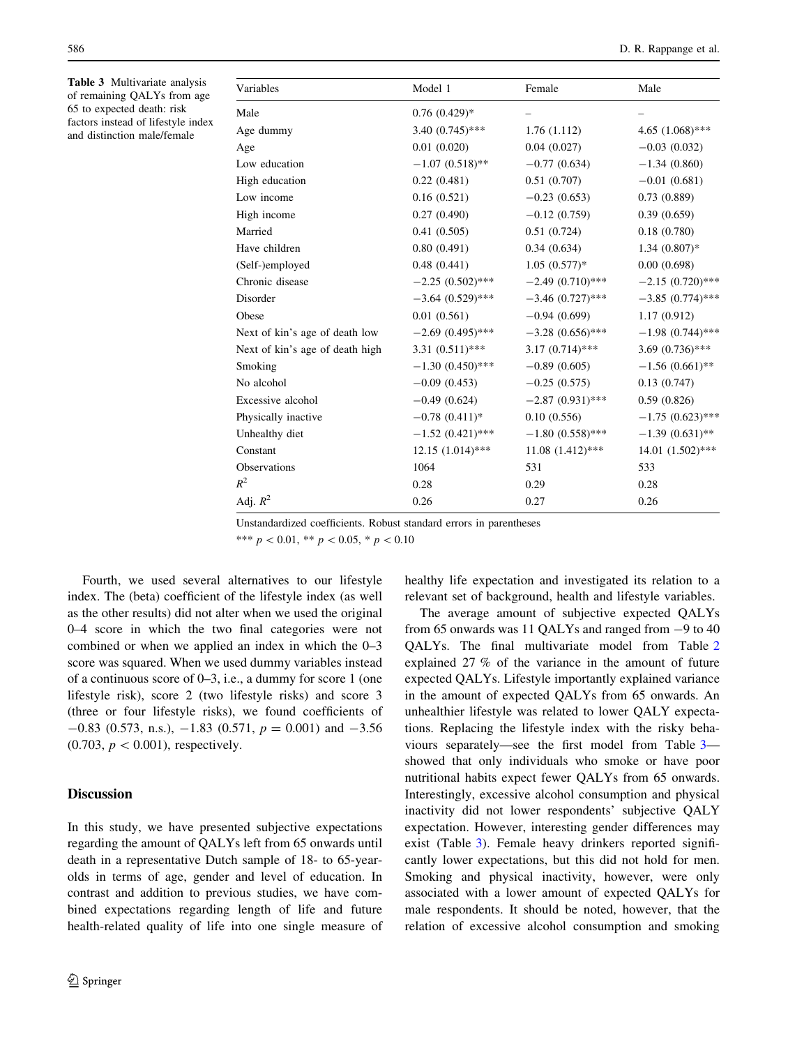**Table 3** Multivariate analysis of remaining QALYs from age 65 to expected death: risk factors instead of lifestyle index and distinction male/female

| Variables | Model 1 | Female | Male |
|---|---|---|---|
| Male | 0.76 (0.429)* | – | – |
| Age dummy | 3.40 (0.745)*** | 1.76 (1.112) | 4.65 (1.068)*** |
| Age | 0.01 (0.020) | 0.04 (0.027) | −0.03 (0.032) |
| Low education | −1.07 (0.518)** | −0.77 (0.634) | −1.34 (0.860) |
| High education | 0.22 (0.481) | 0.51 (0.707) | −0.01 (0.681) |
| Low income | 0.16 (0.521) | −0.23 (0.653) | 0.73 (0.889) |
| High income | 0.27 (0.490) | −0.12 (0.759) | 0.39 (0.659) |
| Married | 0.41 (0.505) | 0.51 (0.724) | 0.18 (0.780) |
| Have children | 0.80 (0.491) | 0.34 (0.634) | 1.34 (0.807)* |
| (Self-)employed | 0.48 (0.441) | 1.05 (0.577)* | 0.00 (0.698) |
| Chronic disease | −2.25 (0.502)*** | −2.49 (0.710)*** | −2.15 (0.720)*** |
| Disorder | −3.64 (0.529)*** | −3.46 (0.727)*** | −3.85 (0.774)*** |
| Obese | 0.01 (0.561) | −0.94 (0.699) | 1.17 (0.912) |
| Next of kin's age of death low | −2.69 (0.495)*** | −3.28 (0.656)*** | −1.98 (0.744)*** |
| Next of kin's age of death high | 3.31 (0.511)*** | 3.17 (0.714)*** | 3.69 (0.736)*** |
| Smoking | −1.30 (0.450)*** | −0.89 (0.605) | −1.56 (0.661)** |
| No alcohol | −0.09 (0.453) | −0.25 (0.575) | 0.13 (0.747) |
| Excessive alcohol | −0.49 (0.624) | −2.87 (0.931)*** | 0.59 (0.826) |
| Physically inactive | −0.78 (0.411)* | 0.10 (0.556) | −1.75 (0.623)*** |
| Unhealthy diet | −1.52 (0.421)*** | −1.80 (0.558)*** | −1.39 (0.631)** |
| Constant | 12.15 (1.014)*** | 11.08 (1.412)*** | 14.01 (1.502)*** |
| Observations | 1064 | 531 | 533 |
| $R^2$ | 0.28 | 0.29 | 0.28 |
| Adj. $R^2$ | 0.26 | 0.27 | 0.26 |

Unstandardized coefficients. Robust standard errors in parentheses

*** $p < 0.01$, ** $p < 0.05$, * $p < 0.10$

Fourth, we used several alternatives to our lifestyle index. The (beta) coefficient of the lifestyle index (as well as the other results) did not alter when we used the original 0–4 score in which the two final categories were not combined or when we applied an index in which the 0–3 score was squared. When we used dummy variables instead of a continuous score of 0–3, i.e., a dummy for score 1 (one lifestyle risk), score 2 (two lifestyle risks) and score 3 (three or four lifestyle risks), we found coefficients of −0.83 (0.573, n.s.), −1.83 (0.571, $p = 0.001$) and −3.56 (0.703, $p < 0.001$), respectively.

## Discussion

In this study, we have presented subjective expectations regarding the amount of QALYs left from 65 onwards until death in a representative Dutch sample of 18- to 65-year-olds in terms of age, gender and level of education. In contrast and addition to previous studies, we have combined expectations regarding length of life and future health-related quality of life into one single measure of healthy life expectation and investigated its relation to a relevant set of background, health and lifestyle variables.

The average amount of subjective expected QALYs from 65 onwards was 11 QALYs and ranged from −9 to 40 QALYs. The final multivariate model from Table 2 explained 27 % of the variance in the amount of future expected QALYs. Lifestyle importantly explained variance in the amount of expected QALYs from 65 onwards. An unhealthier lifestyle was related to lower QALY expectations. Replacing the lifestyle index with the risky behaviours separately—see the first model from Table 3—showed that only individuals who smoke or have poor nutritional habits expect fewer QALYs from 65 onwards. Interestingly, excessive alcohol consumption and physical inactivity did not lower respondents' subjective QALY expectation. However, interesting gender differences may exist (Table 3). Female heavy drinkers reported significantly lower expectations, but this did not hold for men. Smoking and physical inactivity, however, were only associated with a lower amount of expected QALYs for male respondents. It should be noted, however, that the relation of excessive alcohol consumption and smoking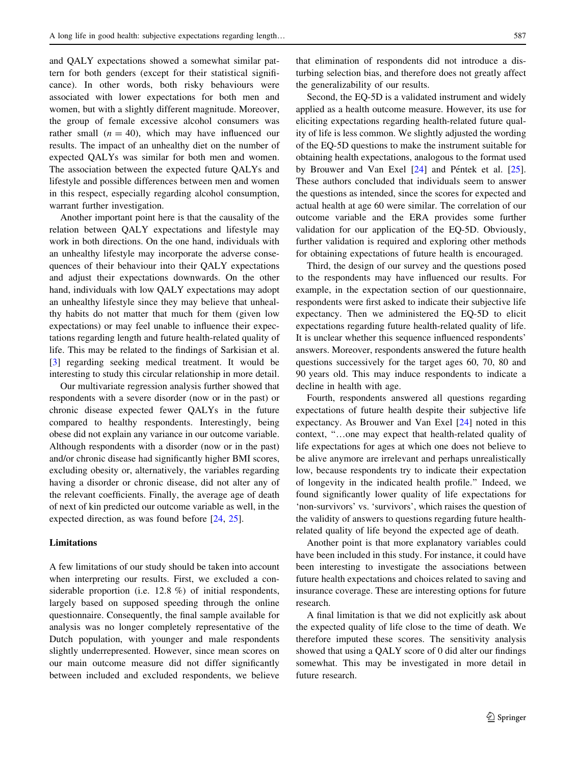and QALY expectations showed a somewhat similar pattern for both genders (except for their statistical significance). In other words, both risky behaviours were associated with lower expectations for both men and women, but with a slightly different magnitude. Moreover, the group of female excessive alcohol consumers was rather small ($n = 40$), which may have influenced our results. The impact of an unhealthy diet on the number of expected QALYs was similar for both men and women. The association between the expected future QALYs and lifestyle and possible differences between men and women in this respect, especially regarding alcohol consumption, warrant further investigation.

Another important point here is that the causality of the relation between QALY expectations and lifestyle may work in both directions. On the one hand, individuals with an unhealthy lifestyle may incorporate the adverse consequences of their behaviour into their QALY expectations and adjust their expectations downwards. On the other hand, individuals with low QALY expectations may adopt an unhealthy lifestyle since they may believe that unhealthy habits do not matter that much for them (given low expectations) or may feel unable to influence their expectations regarding length and future health-related quality of life. This may be related to the findings of Sarkisian et al. [3] regarding seeking medical treatment. It would be interesting to study this circular relationship in more detail.

Our multivariate regression analysis further showed that respondents with a severe disorder (now or in the past) or chronic disease expected fewer QALYs in the future compared to healthy respondents. Interestingly, being obese did not explain any variance in our outcome variable. Although respondents with a disorder (now or in the past) and/or chronic disease had significantly higher BMI scores, excluding obesity or, alternatively, the variables regarding having a disorder or chronic disease, did not alter any of the relevant coefficients. Finally, the average age of death of next of kin predicted our outcome variable as well, in the expected direction, as was found before [24, 25].

## Limitations

A few limitations of our study should be taken into account when interpreting our results. First, we excluded a considerable proportion (i.e. 12.8 %) of initial respondents, largely based on supposed speeding through the online questionnaire. Consequently, the final sample available for analysis was no longer completely representative of the Dutch population, with younger and male respondents slightly underrepresented. However, since mean scores on our main outcome measure did not differ significantly between included and excluded respondents, we believe that elimination of respondents did not introduce a disturbing selection bias, and therefore does not greatly affect the generalizability of our results.

Second, the EQ-5D is a validated instrument and widely applied as a health outcome measure. However, its use for eliciting expectations regarding health-related future quality of life is less common. We slightly adjusted the wording of the EQ-5D questions to make the instrument suitable for obtaining health expectations, analogous to the format used by Brouwer and Van Exel [24] and Péntek et al. [25]. These authors concluded that individuals seem to answer the questions as intended, since the scores for expected and actual health at age 60 were similar. The correlation of our outcome variable and the ERA provides some further validation for our application of the EQ-5D. Obviously, further validation is required and exploring other methods for obtaining expectations of future health is encouraged.

Third, the design of our survey and the questions posed to the respondents may have influenced our results. For example, in the expectation section of our questionnaire, respondents were first asked to indicate their subjective life expectancy. Then we administered the EQ-5D to elicit expectations regarding future health-related quality of life. It is unclear whether this sequence influenced respondents' answers. Moreover, respondents answered the future health questions successively for the target ages 60, 70, 80 and 90 years old. This may induce respondents to indicate a decline in health with age.

Fourth, respondents answered all questions regarding expectations of future health despite their subjective life expectancy. As Brouwer and Van Exel [24] noted in this context, "…one may expect that health-related quality of life expectations for ages at which one does not believe to be alive anymore are irrelevant and perhaps unrealistically low, because respondents try to indicate their expectation of longevity in the indicated health profile." Indeed, we found significantly lower quality of life expectations for 'non-survivors' vs. 'survivors', which raises the question of the validity of answers to questions regarding future health-related quality of life beyond the expected age of death.

Another point is that more explanatory variables could have been included in this study. For instance, it could have been interesting to investigate the associations between future health expectations and choices related to saving and insurance coverage. These are interesting options for future research.

A final limitation is that we did not explicitly ask about the expected quality of life close to the time of death. We therefore imputed these scores. The sensitivity analysis showed that using a QALY score of 0 did alter our findings somewhat. This may be investigated in more detail in future research.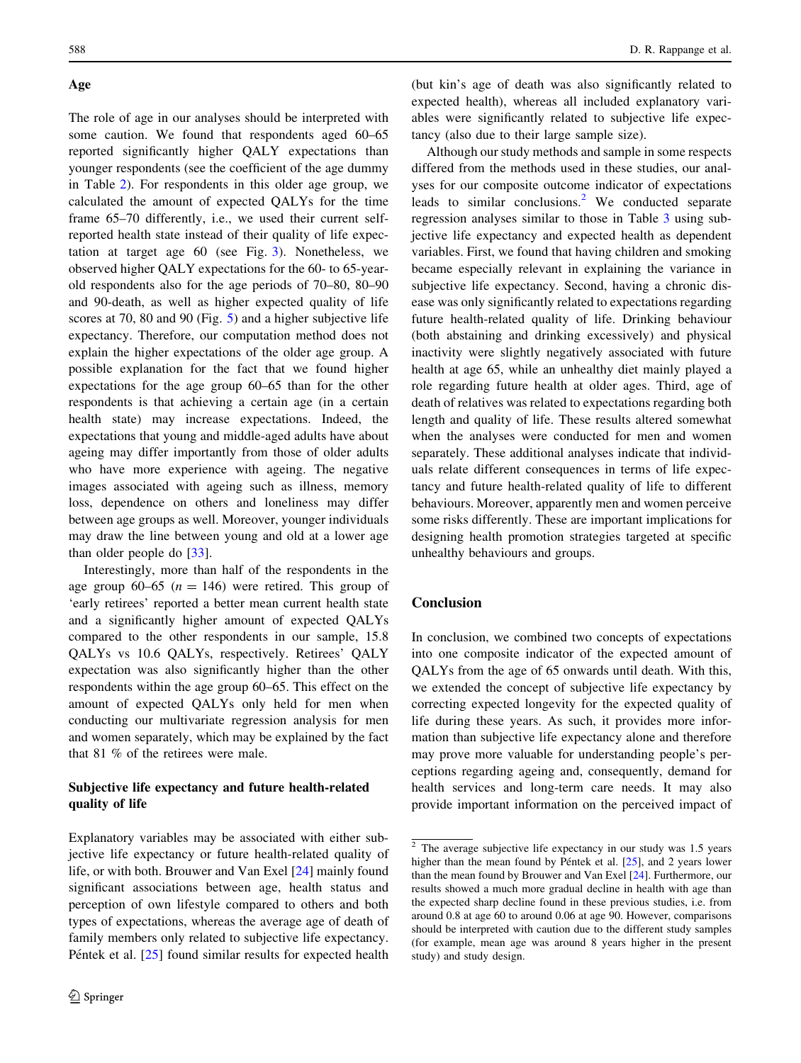### Age

The role of age in our analyses should be interpreted with some caution. We found that respondents aged 60–65 reported significantly higher QALY expectations than younger respondents (see the coefficient of the age dummy in Table 2). For respondents in this older age group, we calculated the amount of expected QALYs for the time frame 65–70 differently, i.e., we used their current self-reported health state instead of their quality of life expectation at target age 60 (see Fig. 3). Nonetheless, we observed higher QALY expectations for the 60- to 65-year-old respondents also for the age periods of 70–80, 80–90 and 90-death, as well as higher expected quality of life scores at 70, 80 and 90 (Fig. 5) and a higher subjective life expectancy. Therefore, our computation method does not explain the higher expectations of the older age group. A possible explanation for the fact that we found higher expectations for the age group 60–65 than for the other respondents is that achieving a certain age (in a certain health state) may increase expectations. Indeed, the expectations that young and middle-aged adults have about ageing may differ importantly from those of older adults who have more experience with ageing. The negative images associated with ageing such as illness, memory loss, dependence on others and loneliness may differ between age groups as well. Moreover, younger individuals may draw the line between young and old at a lower age than older people do [33].

Interestingly, more than half of the respondents in the age group 60–65 ($n = 146$) were retired. This group of 'early retirees' reported a better mean current health state and a significantly higher amount of expected QALYs compared to the other respondents in our sample, 15.8 QALYs vs 10.6 QALYs, respectively. Retirees' QALY expectation was also significantly higher than the other respondents within the age group 60–65. This effect on the amount of expected QALYs only held for men when conducting our multivariate regression analysis for men and women separately, which may be explained by the fact that 81 % of the retirees were male.

### Subjective life expectancy and future health-related quality of life

Explanatory variables may be associated with either subjective life expectancy or future health-related quality of life, or with both. Brouwer and Van Exel [24] mainly found significant associations between age, health status and perception of own lifestyle compared to others and both types of expectations, whereas the average age of death of family members only related to subjective life expectancy. Péntek et al. [25] found similar results for expected health (but kin's age of death was also significantly related to expected health), whereas all included explanatory variables were significantly related to subjective life expectancy (also due to their large sample size).

Although our study methods and sample in some respects differed from the methods used in these studies, our analyses for our composite outcome indicator of expectations leads to similar conclusions.[2] We conducted separate regression analyses similar to those in Table 3 using subjective life expectancy and expected health as dependent variables. First, we found that having children and smoking became especially relevant in explaining the variance in subjective life expectancy. Second, having a chronic disease was only significantly related to expectations regarding future health-related quality of life. Drinking behaviour (both abstaining and drinking excessively) and physical inactivity were slightly negatively associated with future health at age 65, while an unhealthy diet mainly played a role regarding future health at older ages. Third, age of death of relatives was related to expectations regarding both length and quality of life. These results altered somewhat when the analyses were conducted for men and women separately. These additional analyses indicate that individuals relate different consequences in terms of life expectancy and future health-related quality of life to different behaviours. Moreover, apparently men and women perceive some risks differently. These are important implications for designing health promotion strategies targeted at specific unhealthy behaviours and groups.

## Conclusion

In conclusion, we combined two concepts of expectations into one composite indicator of the expected amount of QALYs from the age of 65 onwards until death. With this, we extended the concept of subjective life expectancy by correcting expected longevity for the expected quality of life during these years. As such, it provides more information than subjective life expectancy alone and therefore may prove more valuable for understanding people's perceptions regarding ageing and, consequently, demand for health services and long-term care needs. It may also provide important information on the perceived impact of

[2] The average subjective life expectancy in our study was 1.5 years higher than the mean found by Péntek et al. [25], and 2 years lower than the mean found by Brouwer and Van Exel [24]. Furthermore, our results showed a much more gradual decline in health with age than the expected sharp decline found in these previous studies, i.e. from around 0.8 at age 60 to around 0.06 at age 90. However, comparisons should be interpreted with caution due to the different study samples (for example, mean age was around 8 years higher in the present study) and study design.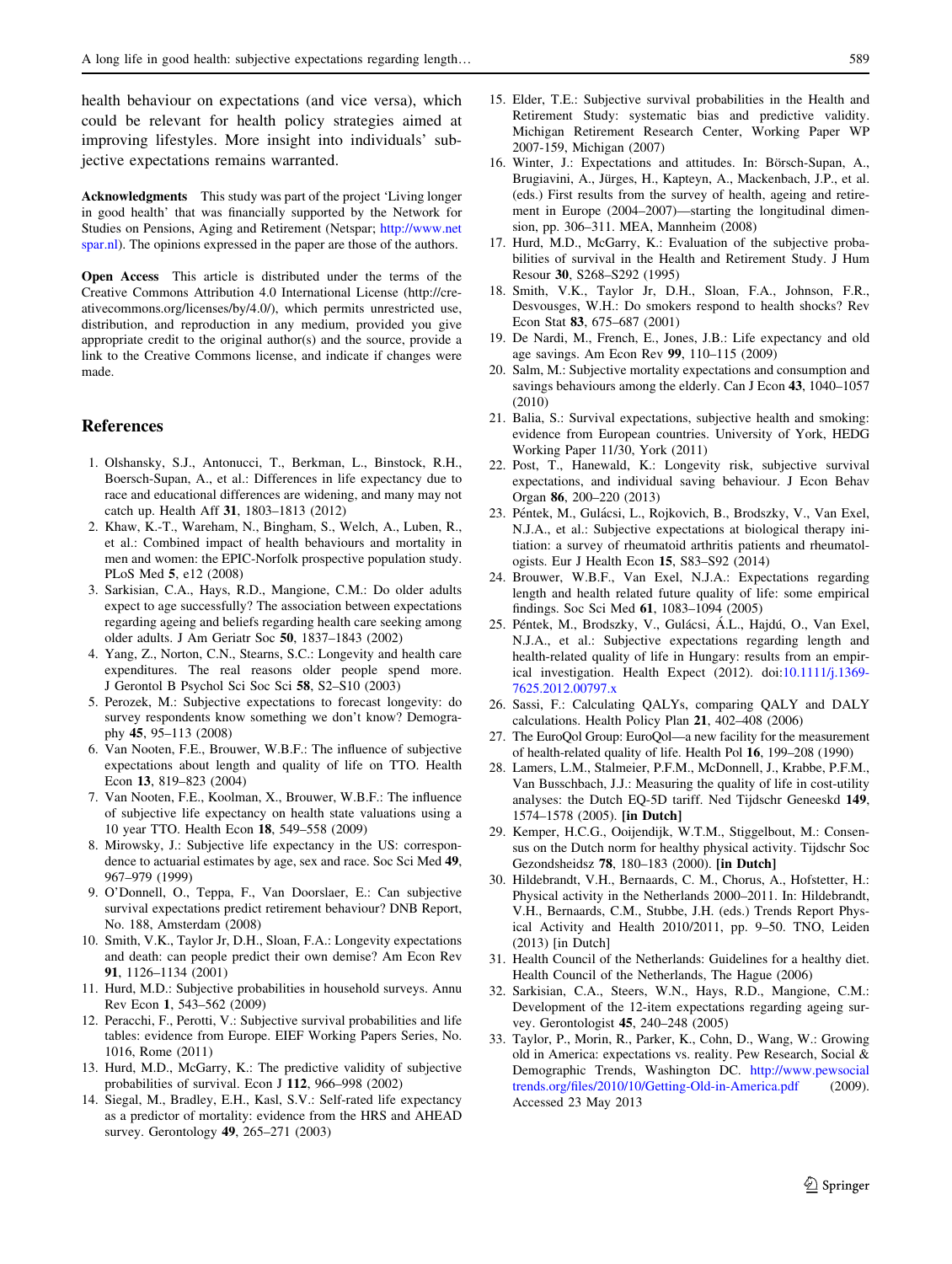health behaviour on expectations (and vice versa), which could be relevant for health policy strategies aimed at improving lifestyles. More insight into individuals' subjective expectations remains warranted.

**Acknowledgments** This study was part of the project 'Living longer in good health' that was financially supported by the Network for Studies on Pensions, Aging and Retirement (Netspar; http://www.netspar.nl). The opinions expressed in the paper are those of the authors.

**Open Access** This article is distributed under the terms of the Creative Commons Attribution 4.0 International License (http://creativecommons.org/licenses/by/4.0/), which permits unrestricted use, distribution, and reproduction in any medium, provided you give appropriate credit to the original author(s) and the source, provide a link to the Creative Commons license, and indicate if changes were made.

## References

1. Olshansky, S.J., Antonucci, T., Berkman, L., Binstock, R.H., Boersch-Supan, A., et al.: Differences in life expectancy due to race and educational differences are widening, and many may not catch up. Health Aff **31**, 1803–1813 (2012)
2. Khaw, K.-T., Wareham, N., Bingham, S., Welch, A., Luben, R., et al.: Combined impact of health behaviours and mortality in men and women: the EPIC-Norfolk prospective population study. PLoS Med **5**, e12 (2008)
3. Sarkisian, C.A., Hays, R.D., Mangione, C.M.: Do older adults expect to age successfully? The association between expectations regarding ageing and beliefs regarding health care seeking among older adults. J Am Geriatr Soc **50**, 1837–1843 (2002)
4. Yang, Z., Norton, C.N., Stearns, S.C.: Longevity and health care expenditures. The real reasons older people spend more. J Gerontol B Psychol Sci Soc Sci **58**, S2–S10 (2003)
5. Perozek, M.: Subjective expectations to forecast longevity: do survey respondents know something we don't know? Demography **45**, 95–113 (2008)
6. Van Nooten, F.E., Brouwer, W.B.F.: The influence of subjective expectations about length and quality of life on TTO. Health Econ **13**, 819–823 (2004)
7. Van Nooten, F.E., Koolman, X., Brouwer, W.B.F.: The influence of subjective life expectancy on health state valuations using a 10 year TTO. Health Econ **18**, 549–558 (2009)
8. Mirowsky, J.: Subjective life expectancy in the US: correspondence to actuarial estimates by age, sex and race. Soc Sci Med **49**, 967–979 (1999)
9. O'Donnell, O., Teppa, F., Van Doorslaer, E.: Can subjective survival expectations predict retirement behaviour? DNB Report, No. 188, Amsterdam (2008)
10. Smith, V.K., Taylor Jr, D.H., Sloan, F.A.: Longevity expectations and death: can people predict their own demise? Am Econ Rev **91**, 1126–1134 (2001)
11. Hurd, M.D.: Subjective probabilities in household surveys. Annu Rev Econ **1**, 543–562 (2009)
12. Peracchi, F., Perotti, V.: Subjective survival probabilities and life tables: evidence from Europe. EIEF Working Papers Series, No. 1016, Rome (2011)
13. Hurd, M.D., McGarry, K.: The predictive validity of subjective probabilities of survival. Econ J **112**, 966–998 (2002)
14. Siegal, M., Bradley, E.H., Kasl, S.V.: Self-rated life expectancy as a predictor of mortality: evidence from the HRS and AHEAD survey. Gerontology **49**, 265–271 (2003)
15. Elder, T.E.: Subjective survival probabilities in the Health and Retirement Study: systematic bias and predictive validity. Michigan Retirement Research Center, Working Paper WP 2007-159, Michigan (2007)
16. Winter, J.: Expectations and attitudes. In: Börsch-Supan, A., Brugiavini, A., Jürges, H., Kapteyn, A., Mackenbach, J.P., et al. (eds.) First results from the survey of health, ageing and retirement in Europe (2004–2007)—starting the longitudinal dimension, pp. 306–311. MEA, Mannheim (2008)
17. Hurd, M.D., McGarry, K.: Evaluation of the subjective probabilities of survival in the Health and Retirement Study. J Hum Resour **30**, S268–S292 (1995)
18. Smith, V.K., Taylor Jr, D.H., Sloan, F.A., Johnson, F.R., Desvousges, W.H.: Do smokers respond to health shocks? Rev Econ Stat **83**, 675–687 (2001)
19. De Nardi, M., French, E., Jones, J.B.: Life expectancy and old age savings. Am Econ Rev **99**, 110–115 (2009)
20. Salm, M.: Subjective mortality expectations and consumption and savings behaviours among the elderly. Can J Econ **43**, 1040–1057 (2010)
21. Balia, S.: Survival expectations, subjective health and smoking: evidence from European countries. University of York, HEDG Working Paper 11/30, York (2011)
22. Post, T., Hanewald, K.: Longevity risk, subjective survival expectations, and individual saving behaviour. J Econ Behav Organ **86**, 200–220 (2013)
23. Péntek, M., Gulácsi, L., Rojkovich, B., Brodszky, V., Van Exel, N.J.A., et al.: Subjective expectations at biological therapy initiation: a survey of rheumatoid arthritis patients and rheumatologists. Eur J Health Econ **15**, S83–S92 (2014)
24. Brouwer, W.B.F., Van Exel, N.J.A.: Expectations regarding length and health related future quality of life: some empirical findings. Soc Sci Med **61**, 1083–1094 (2005)
25. Péntek, M., Brodszky, V., Gulácsi, Á.L., Hajdú, O., Van Exel, N.J.A., et al.: Subjective expectations regarding length and health-related quality of life in Hungary: results from an empirical investigation. Health Expect (2012). doi:10.1111/j.1369-7625.2012.00797.x
26. Sassi, F.: Calculating QALYs, comparing QALY and DALY calculations. Health Policy Plan **21**, 402–408 (2006)
27. The EuroQol Group: EuroQol—a new facility for the measurement of health-related quality of life. Health Pol **16**, 199–208 (1990)
28. Lamers, L.M., Stalmeier, P.F.M., McDonnell, J., Krabbe, P.F.M., Van Busschbach, J.J.: Measuring the quality of life in cost-utility analyses: the Dutch EQ-5D tariff. Ned Tijdschr Geneeskd **149**, 1574–1578 (2005). **[in Dutch]**
29. Kemper, H.C.G., Ooijendijk, W.T.M., Stiggelbout, M.: Consensus on the Dutch norm for healthy physical activity. Tijdschr Soc Gezondsheidsz **78**, 180–183 (2000). **[in Dutch]**
30. Hildebrandt, V.H., Bernaards, C. M., Chorus, A., Hofstetter, H.: Physical activity in the Netherlands 2000–2011. In: Hildebrandt, V.H., Bernaards, C.M., Stubbe, J.H. (eds.) Trends Report Physical Activity and Health 2010/2011, pp. 9–50. TNO, Leiden (2013) [in Dutch]
31. Health Council of the Netherlands: Guidelines for a healthy diet. Health Council of the Netherlands, The Hague (2006)
32. Sarkisian, C.A., Steers, W.N., Hays, R.D., Mangione, C.M.: Development of the 12-item expectations regarding ageing survey. Gerontologist **45**, 240–248 (2005)
33. Taylor, P., Morin, R., Parker, K., Cohn, D., Wang, W.: Growing old in America: expectations vs. reality. Pew Research, Social & Demographic Trends, Washington DC. http://www.pewsocialtrends.org/files/2010/10/Getting-Old-in-America.pdf (2009). Accessed 23 May 2013